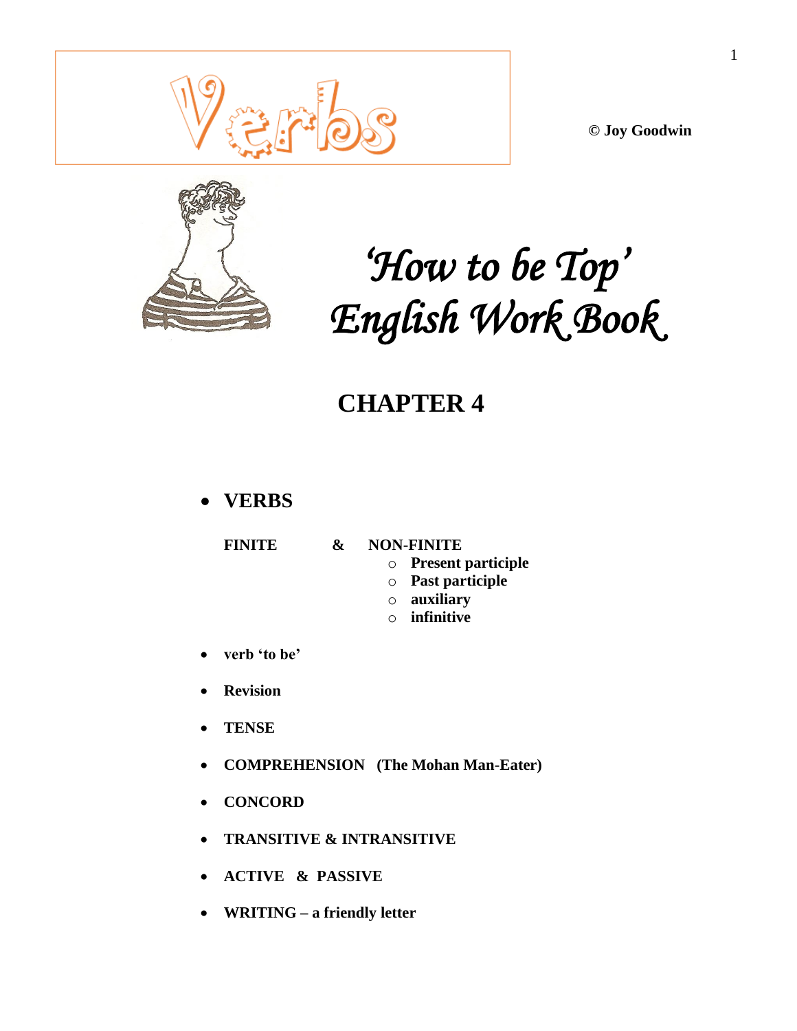# Verbs

**© Joy Goodwin**

# *'How to be Top' English Work Book*

## CHAPTER 4

- **VERBS**

  **FINITE & NON-FINITE**
    - **Present participle**
    - **Past participle**
    - **auxiliary**
    - **infinitive**

- **verb 'to be'**
- **Revision**
- **TENSE**
- **COMPREHENSION (The Mohan Man-Eater)**
- **CONCORD**
- **TRANSITIVE & INTRANSITIVE**
- **ACTIVE & PASSIVE**
- **WRITING – a friendly letter**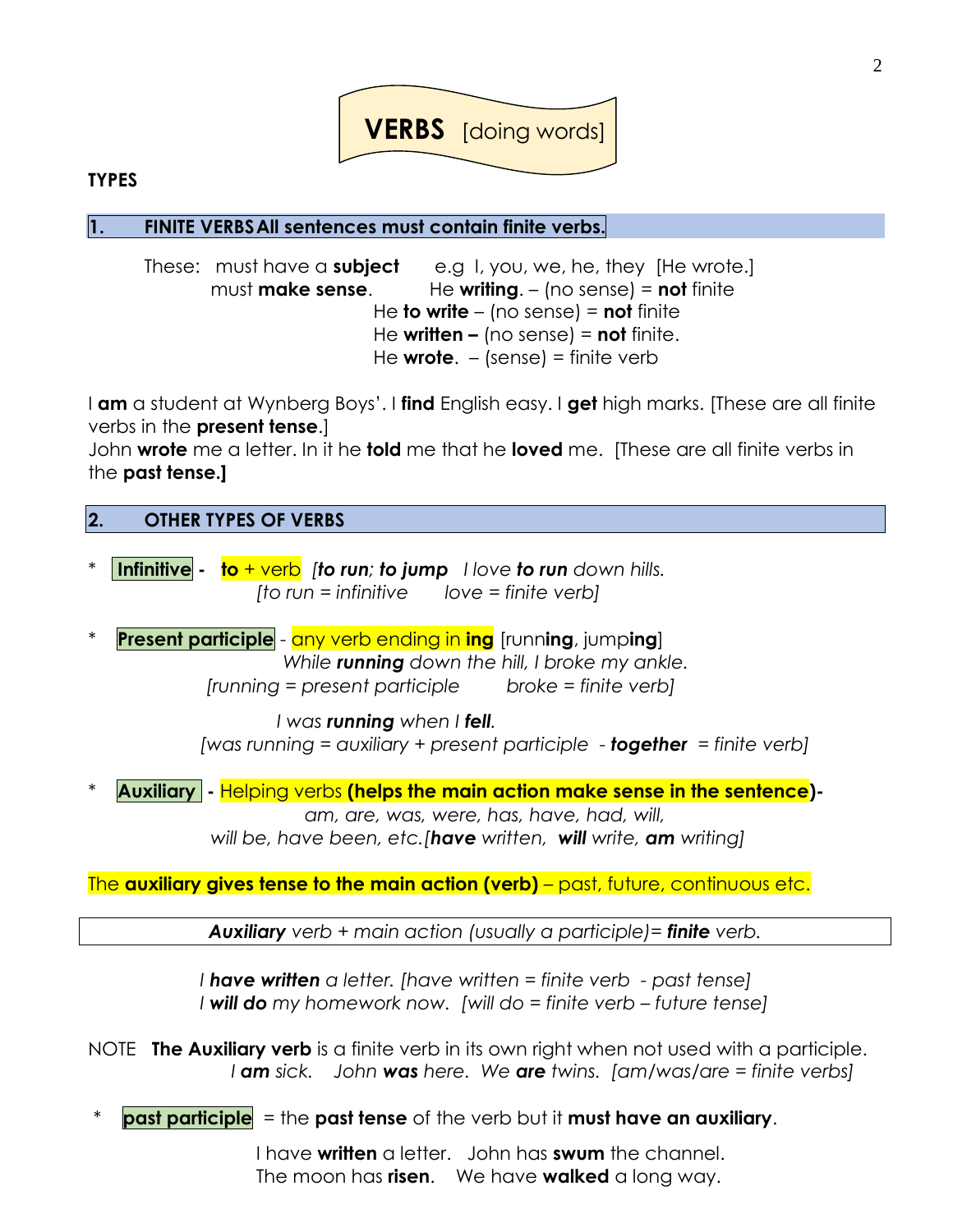# VERBS [doing words]

**TYPES**

## 1. FINITE VERBS All sentences must contain finite verbs.

These: must have a **subject** e.g I, you, we, he, they [He wrote.]
must **make sense**. He **writing**. – (no sense) = **not** finite
He **to write** – (no sense) = **not** finite
He **written –** (no sense) = **not** finite.
He **wrote**. – (sense) = finite verb

I **am** a student at Wynberg Boys'. I **find** English easy. I **get** high marks. [These are all finite verbs in the **present tense**.]
John **wrote** me a letter. In it he **told** me that he **loved** me. [These are all finite verbs in the **past tense.]**

## 2. OTHER TYPES OF VERBS

* **Infinitive** - **to** + verb *[**to run**; **to jump** I love **to run** down hills.*
*[to run = infinitive love = finite verb]*

* **Present participle** - any verb ending in **ing** [runn**ing**, jump**ing**]
*While **running** down the hill, I broke my ankle.*
*[running = present participle broke = finite verb]*

*I was **running** when I **fell**.*
*[was running = auxiliary + present participle - **together** = finite verb]*

* **Auxiliary** - Helping verbs **(helps the main action make sense in the sentence)**-
*am, are, was, were, has, have, had, will,*
*will be, have been, etc.[**have** written, **will** write, **am** writing]*

The **auxiliary gives tense to the main action (verb)** – past, future, continuous etc.

***Auxiliary** verb + main action (usually a participle)= **finite** verb.*

*I **have written** a letter. [have written = finite verb - past tense]*
*I **will do** my homework now. [will do = finite verb – future tense]*

NOTE **The Auxiliary verb** is a finite verb in its own right when not used with a participle.
*I **am** sick. John **was** here. We **are** twins. [am/was/are = finite verbs]*

* **past participle** = the **past tense** of the verb but it **must have an auxiliary**.

I have **written** a letter. John has **swum** the channel.
The moon has **risen**. We have **walked** a long way.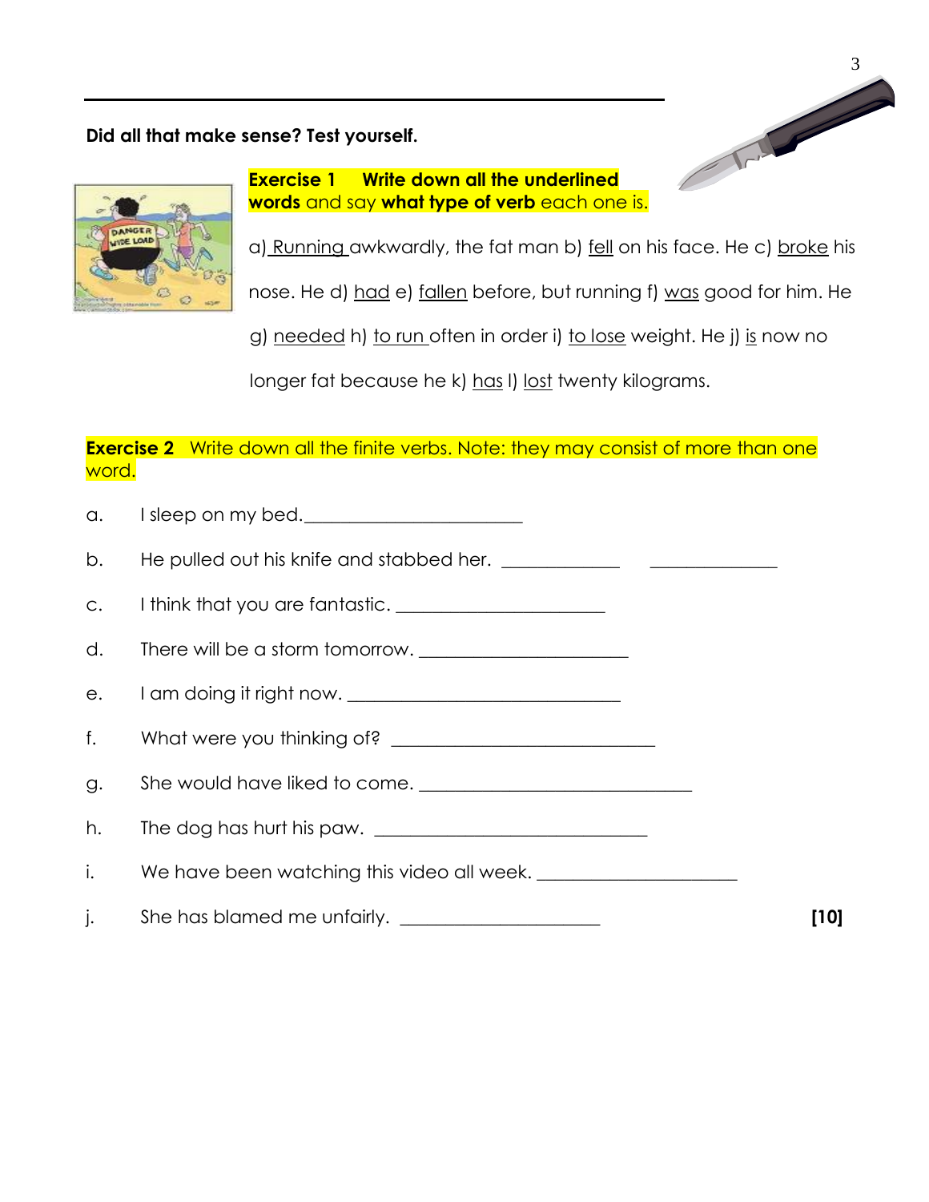**Did all that make sense? Test yourself.**

**Exercise 1 Write down all the underlined words** and say **what type of verb** each one is.

a) <u>Running</u> awkwardly, the fat man b) <u>fell</u> on his face. He c) <u>broke</u> his nose. He d) <u>had</u> e) <u>fallen</u> before, but running f) <u>was</u> good for him. He g) <u>needed</u> h) <u>to run</u> often in order i) <u>to lose</u> weight. He j) <u>is</u> now no longer fat because he k) <u>has</u> l) <u>lost</u> twenty kilograms.

**Exercise 2** Write down all the finite verbs. Note: they may consist of more than one word.

a. I sleep on my bed. ______________________

b. He pulled out his knife and stabbed her. ____________ ____________

c. I think that you are fantastic. ______________________

d. There will be a storm tomorrow. ______________________

e. I am doing it right now. ______________________

f. What were you thinking of? ______________________

g. She would have liked to come. ______________________

h. The dog has hurt his paw. ______________________

i. We have been watching this video all week. ______________________

j. She has blamed me unfairly. ______________________ **[10]**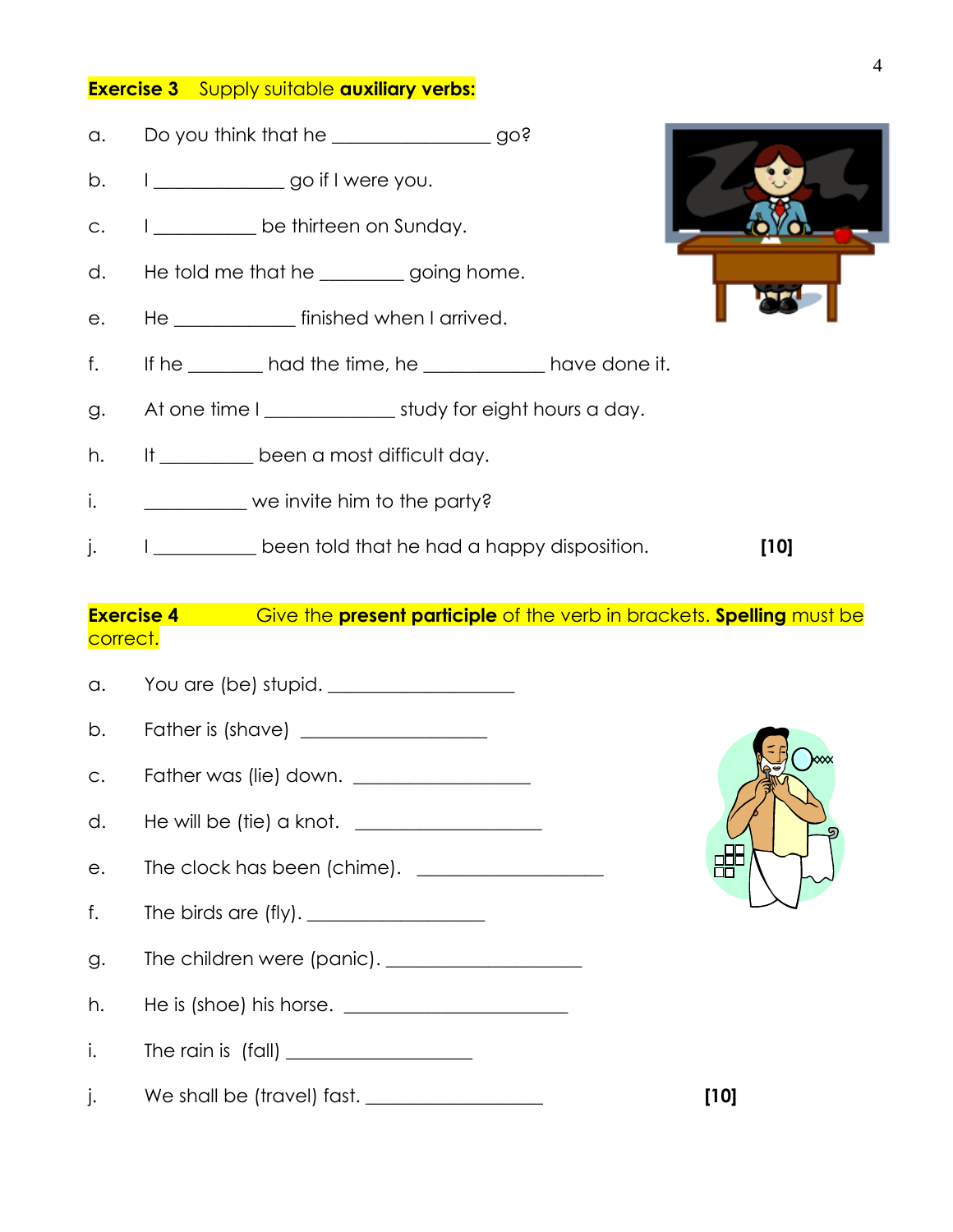**Exercise 3** Supply suitable **auxiliary verbs:**

a. Do you think that he ________________ go?

b. I ______________ go if I were you.

c. I ___________ be thirteen on Sunday.

d. He told me that he _________ going home.

e. He _____________ finished when I arrived.

f. If he ________ had the time, he _____________ have done it.

g. At one time I ______________ study for eight hours a day.

h. It __________ been a most difficult day.

i. ___________ we invite him to the party?

j. I ___________ been told that he had a happy disposition. **[10]**

**Exercise 4** Give the **present participle** of the verb in brackets. **Spelling** must be correct.

a. You are (be) stupid. ____________________

b. Father is (shave) ____________________

c. Father was (lie) down. ___________________

d. He will be (tie) a knot. ____________________

e. The clock has been (chime). ____________________

f. The birds are (fly). ___________________

g. The children were (panic). _____________________

h. He is (shoe) his horse. ________________________

i. The rain is (fall) ____________________

j. We shall be (travel) fast. ___________________ **[10]**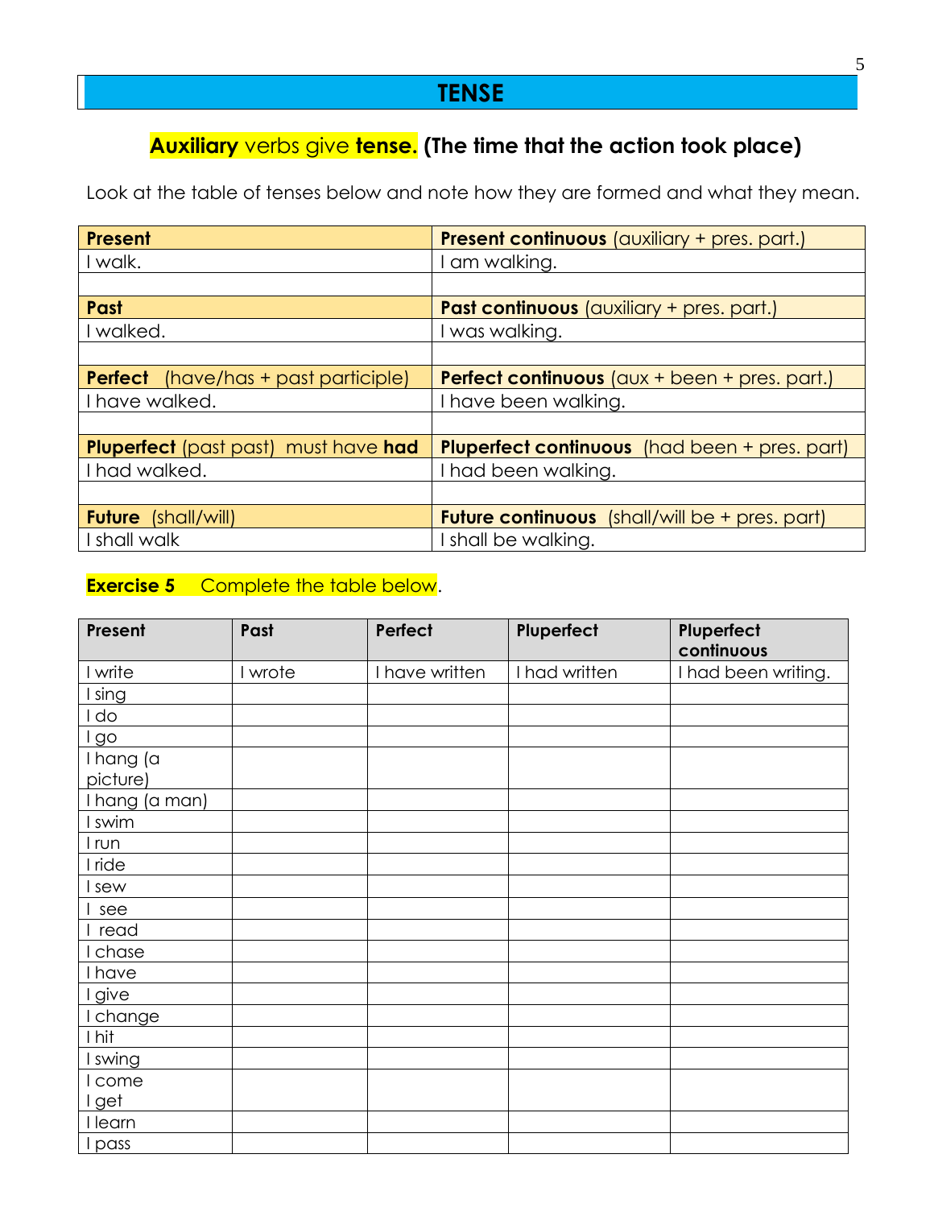# TENSE

## **Auxiliary** verbs give **tense.** **(The time that the action took place)**

Look at the table of tenses below and note how they are formed and what they mean.

| **Present** | **Present continuous** (auxiliary + pres. part.) |
|---|---|
| I walk. | I am walking. |
| | |
| **Past** | **Past continuous** (auxiliary + pres. part.) |
| I walked. | I was walking. |
| | |
| **Perfect** (have/has + past participle) | **Perfect continuous** (aux + been + pres. part.) |
| I have walked. | I have been walking. |
| | |
| **Pluperfect** (past past) must have **had** | **Pluperfect continuous** (had been + pres. part) |
| I had walked. | I had been walking. |
| | |
| **Future** (shall/will) | **Future continuous** (shall/will be + pres. part) |
| I shall walk | I shall be walking. |

**Exercise 5** Complete the table below.

| Present | Past | Perfect | Pluperfect | Pluperfect continuous |
|---|---|---|---|---|
| I write | I wrote | I have written | I had written | I had been writing. |
| I sing | | | | |
| I do | | | | |
| I go | | | | |
| I hang (a picture) | | | | |
| I hang (a man) | | | | |
| I swim | | | | |
| I run | | | | |
| I ride | | | | |
| I sew | | | | |
| I see | | | | |
| I read | | | | |
| I chase | | | | |
| I have | | | | |
| I give | | | | |
| I change | | | | |
| I hit | | | | |
| I swing | | | | |
| I come<br>I get | | | | |
| I learn | | | | |
| I pass | | | | |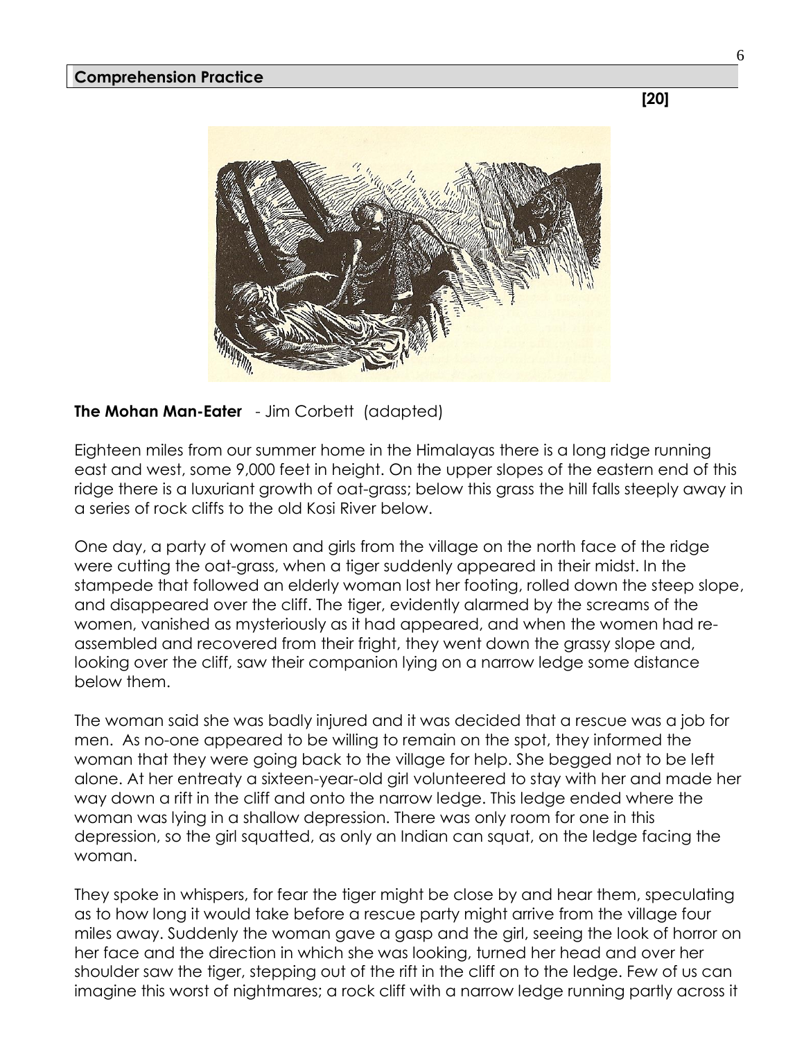## Comprehension Practice

**[20]**

**The Mohan Man-Eater** - Jim Corbett (adapted)

Eighteen miles from our summer home in the Himalayas there is a long ridge running east and west, some 9,000 feet in height. On the upper slopes of the eastern end of this ridge there is a luxuriant growth of oat-grass; below this grass the hill falls steeply away in a series of rock cliffs to the old Kosi River below.

One day, a party of women and girls from the village on the north face of the ridge were cutting the oat-grass, when a tiger suddenly appeared in their midst. In the stampede that followed an elderly woman lost her footing, rolled down the steep slope, and disappeared over the cliff. The tiger, evidently alarmed by the screams of the women, vanished as mysteriously as it had appeared, and when the women had re-assembled and recovered from their fright, they went down the grassy slope and, looking over the cliff, saw their companion lying on a narrow ledge some distance below them.

The woman said she was badly injured and it was decided that a rescue was a job for men. As no-one appeared to be willing to remain on the spot, they informed the woman that they were going back to the village for help. She begged not to be left alone. At her entreaty a sixteen-year-old girl volunteered to stay with her and made her way down a rift in the cliff and onto the narrow ledge. This ledge ended where the woman was lying in a shallow depression. There was only room for one in this depression, so the girl squatted, as only an Indian can squat, on the ledge facing the woman.

They spoke in whispers, for fear the tiger might be close by and hear them, speculating as to how long it would take before a rescue party might arrive from the village four miles away. Suddenly the woman gave a gasp and the girl, seeing the look of horror on her face and the direction in which she was looking, turned her head and over her shoulder saw the tiger, stepping out of the rift in the cliff on to the ledge. Few of us can imagine this worst of nightmares; a rock cliff with a narrow ledge running partly across it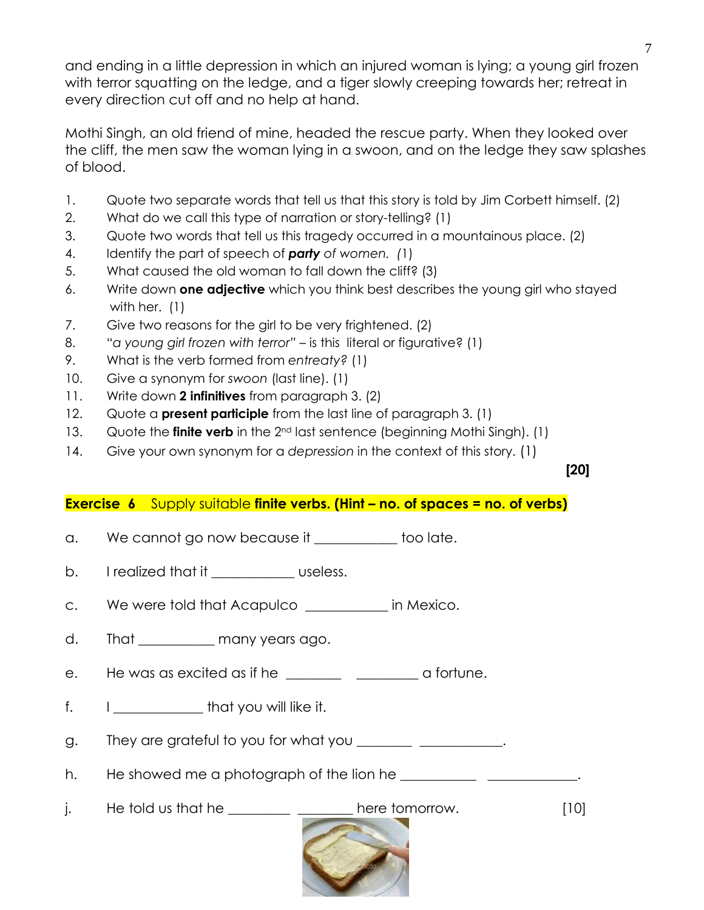and ending in a little depression in which an injured woman is lying; a young girl frozen with terror squatting on the ledge, and a tiger slowly creeping towards her; retreat in every direction cut off and no help at hand.

Mothi Singh, an old friend of mine, headed the rescue party. When they looked over the cliff, the men saw the woman lying in a swoon, and on the ledge they saw splashes of blood.

1. Quote two separate words that tell us that this story is told by Jim Corbett himself. (2)
2. What do we call this type of narration or story-telling? (1)
3. Quote two words that tell us this tragedy occurred in a mountainous place. (2)
4. Identify the part of speech of ***party*** *of women. (*1)
5. What caused the old woman to fall down the cliff? (3)
6. Write down **one adjective** which you think best describes the young girl who stayed with her. (1)
7. Give two reasons for the girl to be very frightened. (2)
8. "*a young girl frozen with terror*" – is this literal or figurative? (1)
9. What is the verb formed from *entreaty?* (1)
10. Give a synonym for *swoon* (last line). (1)
11. Write down **2 infinitives** from paragraph 3. (2)
12. Quote a **present participle** from the last line of paragraph 3. (1)
13. Quote the **finite verb** in the 2nd last sentence (beginning Mothi Singh). (1)
14. Give your own synonym for a *depression* in the context of this story. (1)

**[20]**

**Exercise 6** Supply suitable **finite verbs. (Hint – no. of spaces = no. of verbs)**

a. We cannot go now because it ____________ too late.

b. I realized that it ____________ useless.

c. We were told that Acapulco ____________ in Mexico.

d. That ___________ many years ago.

e. He was as excited as if he ________ _________ a fortune.

f. I _____________ that you will like it.

g. They are grateful to you for what you ________ ____________.

h. He showed me a photograph of the lion he ___________ _____________.

j. He told us that he _________ ________ here tomorrow. [10]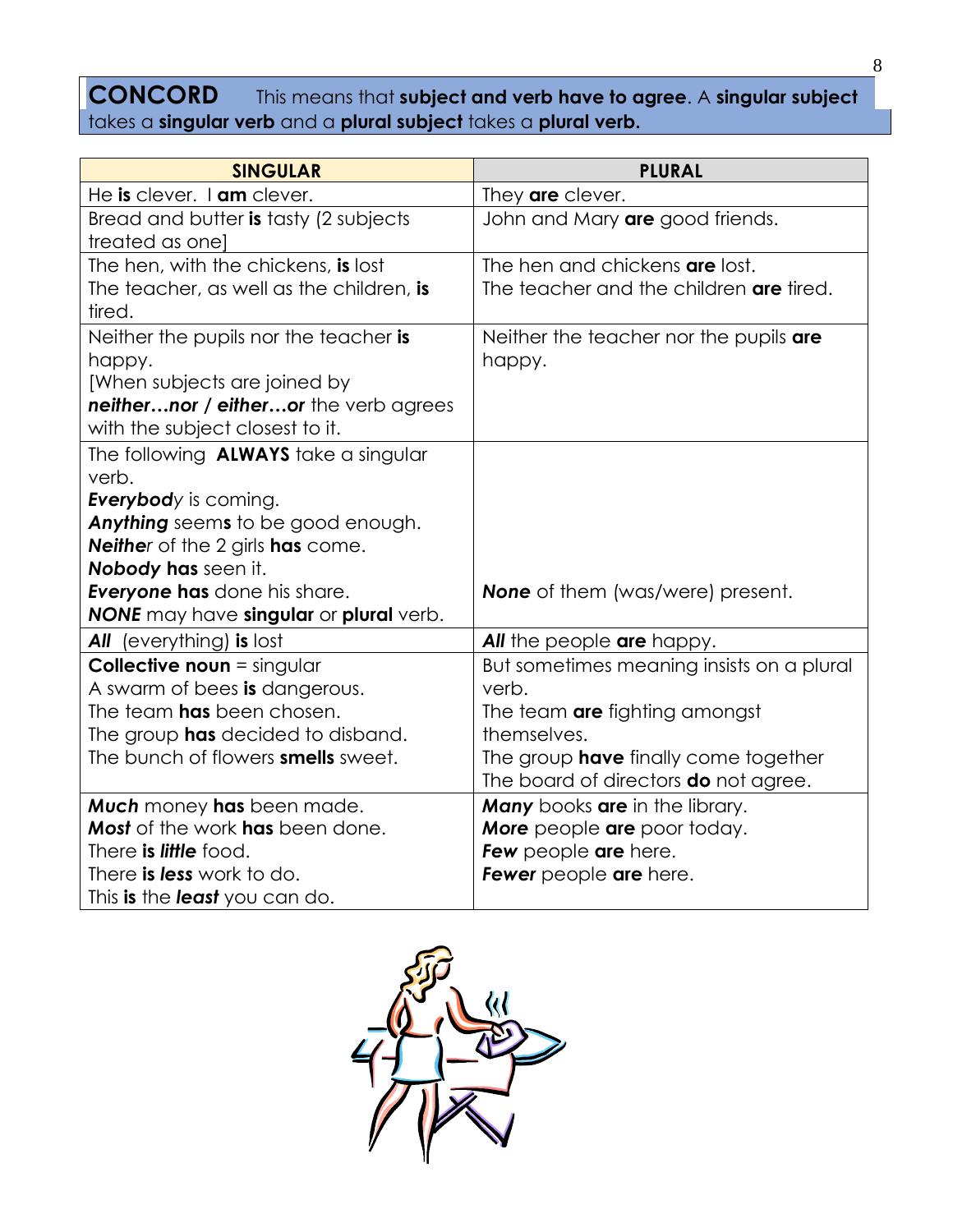**CONCORD** This means that **subject and verb have to agree**. A **singular subject** takes a **singular verb** and a **plural subject** takes a **plural verb.**

| SINGULAR | PLURAL |
|---|---|
| He **is** clever. I **am** clever. | They **are** clever. |
| Bread and butter **is** tasty (2 subjects treated as one] | John and Mary **are** good friends. |
| The hen, with the chickens, **is** lost<br>The teacher, as well as the children, **is** tired. | The hen and chickens **are** lost.<br>The teacher and the children **are** tired. |
| Neither the pupils nor the teacher **is** happy.<br>[When subjects are joined by ***neither…nor / either…or*** the verb agrees with the subject closest to it. | Neither the teacher nor the pupils **are** happy. |
| The following **ALWAYS** take a singular verb.<br>***Everybod***y is coming.<br>***Anything*** seem**s** to be good enough.<br>***Neithe***r of the 2 girls **has** come.<br>***Nobody*** **has** seen it.<br>***Everyone*** **has** done his share.<br>***NONE*** may have **singular** or **plural** verb. | ***None*** of them (was/were) present. |
| ***All*** (everything) **is** lost | ***All*** the people **are** happy. |
| **Collective noun** = singular<br>A swarm of bees **is** dangerous.<br>The team **has** been chosen.<br>The group **has** decided to disband.<br>The bunch of flowers **smells** sweet. | But sometimes meaning insists on a plural verb.<br>The team **are** fighting amongst themselves.<br>The group **have** finally come together<br>The board of directors **do** not agree. |
| ***Much*** money **has** been made.<br>***Most*** of the work **has** been done.<br>There **is** ***little*** food.<br>There **is** ***less*** work to do.<br>This **is** the ***least*** you can do. | ***Many*** books **are** in the library.<br>***More*** people **are** poor today.<br>***Few*** people **are** here.<br>***Fewer*** people **are** here. |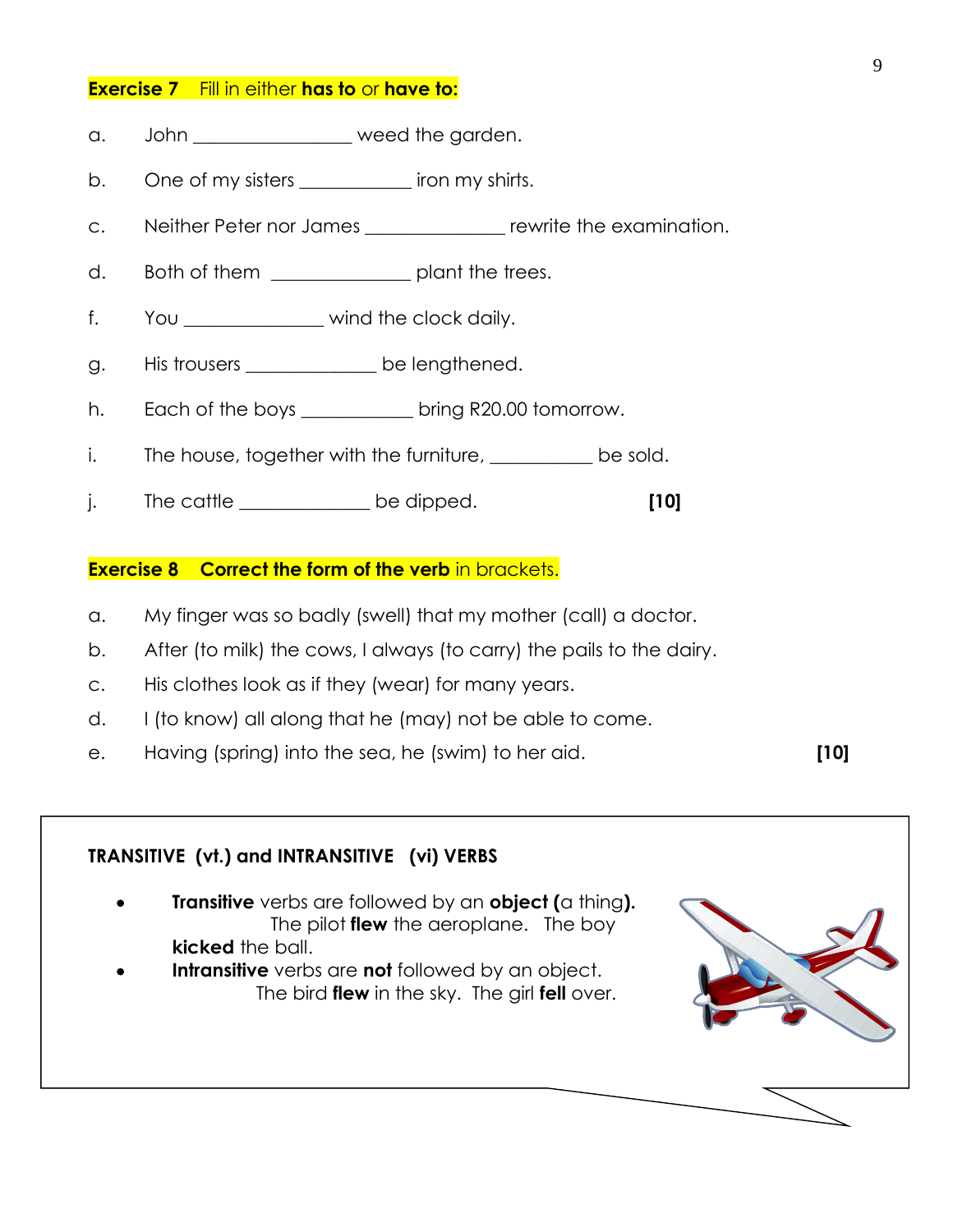**Exercise 7** Fill in either **has to** or **have to:**

a. John ________________ weed the garden.

b. One of my sisters ___________ iron my shirts.

c. Neither Peter nor James ______________ rewrite the examination.

d. Both of them ______________ plant the trees.

f. You ______________ wind the clock daily.

g. His trousers _____________ be lengthened.

h. Each of the boys ___________ bring R20.00 tomorrow.

i. The house, together with the furniture, ___________ be sold.

j. The cattle _____________ be dipped. **[10]**

**Exercise 8** **Correct the form of the verb** in brackets.

a. My finger was so badly (swell) that my mother (call) a doctor.

b. After (to milk) the cows, I always (to carry) the pails to the dairy.

c. His clothes look as if they (wear) for many years.

d. I (to know) all along that he (may) not be able to come.

e. Having (spring) into the sea, he (swim) to her aid. **[10]**

**TRANSITIVE (vt.) and INTRANSITIVE (vi) VERBS**

- **Transitive** verbs are followed by an **object (**a thing**).** The pilot **flew** the aeroplane. The boy **kicked** the ball.
- **Intransitive** verbs are **not** followed by an object. The bird **flew** in the sky. The girl **fell** over.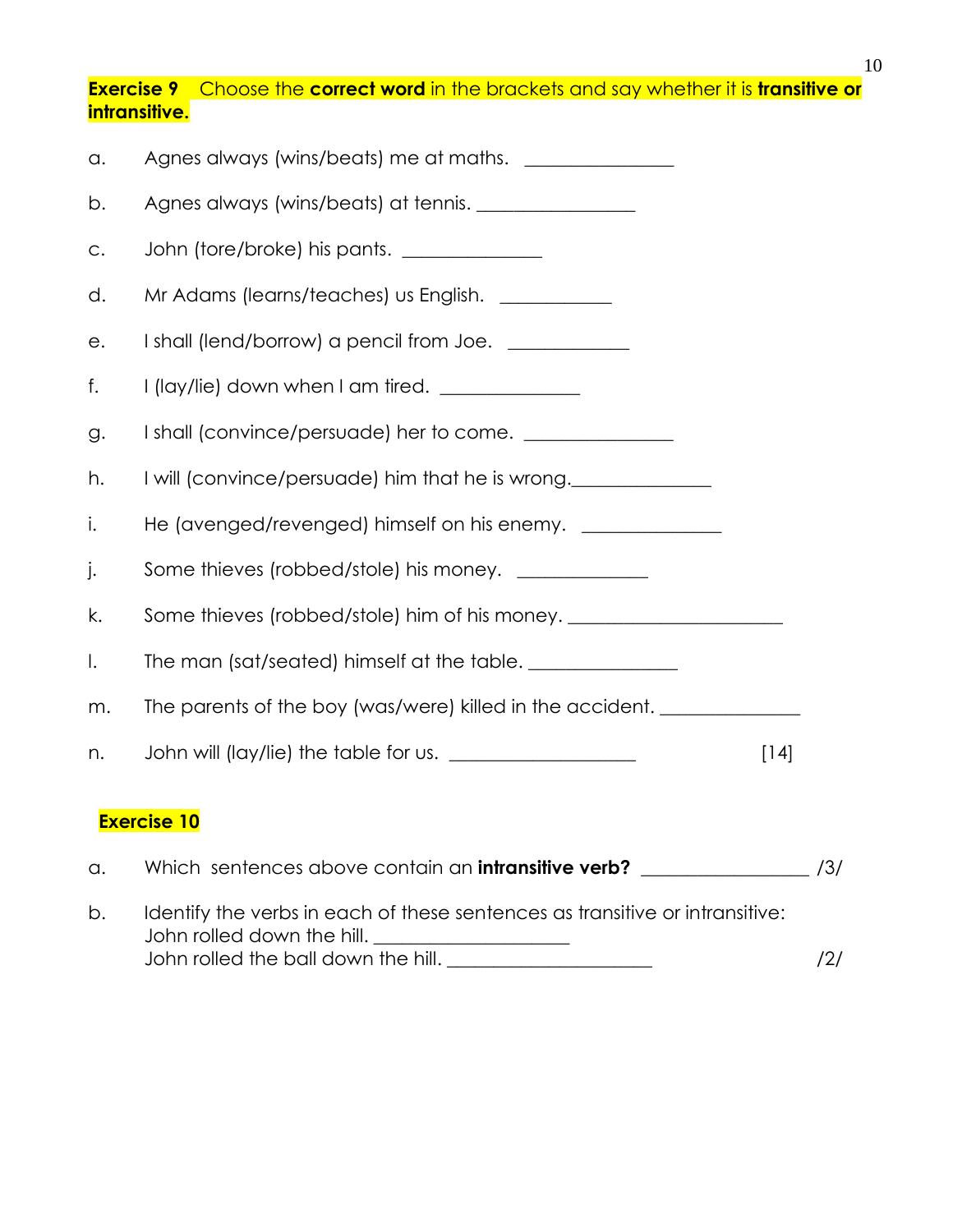**Exercise 9** Choose the **correct word** in the brackets and say whether it is **transitive or intransitive.**

a. Agnes always (wins/beats) me at maths. _______________

b. Agnes always (wins/beats) at tennis. ________________

c. John (tore/broke) his pants. ______________

d. Mr Adams (learns/teaches) us English. ___________

e. I shall (lend/borrow) a pencil from Joe. ____________

f. I (lay/lie) down when I am tired. ______________

g. I shall (convince/persuade) her to come. _______________

h. I will (convince/persuade) him that he is wrong.______________

i. He (avenged/revenged) himself on his enemy. ______________

j. Some thieves (robbed/stole) his money. _____________

k. Some thieves (robbed/stole) him of his money. ______________________

l. The man (sat/seated) himself at the table. _______________

m. The parents of the boy (was/were) killed in the accident. ______________

n. John will (lay/lie) the table for us. ___________________ [14]

**Exercise 10**

a. Which sentences above contain an **intransitive verb?** _________________ /3/

b. Identify the verbs in each of these sentences as transitive or intransitive:
John rolled down the hill. ____________________
John rolled the ball down the hill. _____________________ /2/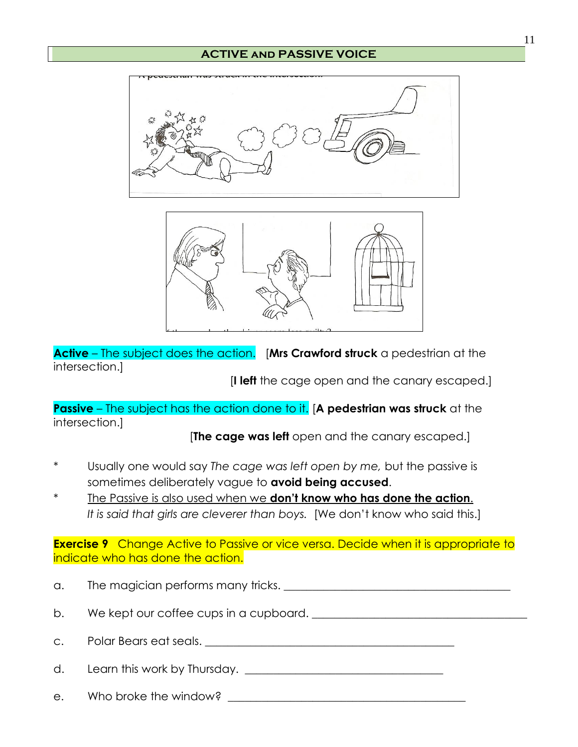## ACTIVE AND PASSIVE VOICE

**Active** – The subject does the action. [**Mrs Crawford struck** a pedestrian at the intersection.]

[**I left** the cage open and the canary escaped.]

**Passive** – The subject has the action done to it. [**A pedestrian was struck** at the intersection.]

[**The cage was left** open and the canary escaped.]

- Usually one would say *The cage was left open by me,* but the passive is sometimes deliberately vague to **avoid being accused**.
- The Passive is also used when we **don't know who has done the action**. *It is said that girls are cleverer than boys.* [We don't know who said this.]

**Exercise 9** Change Active to Passive or vice versa. Decide when it is appropriate to indicate who has done the action.

a. The magician performs many tricks. ______________________________________

b. We kept our coffee cups in a cupboard. ___________________________________

c. Polar Bears eat seals. ________________________________________

d. Learn this work by Thursday. ________________________________

e. Who broke the window? _____________________________________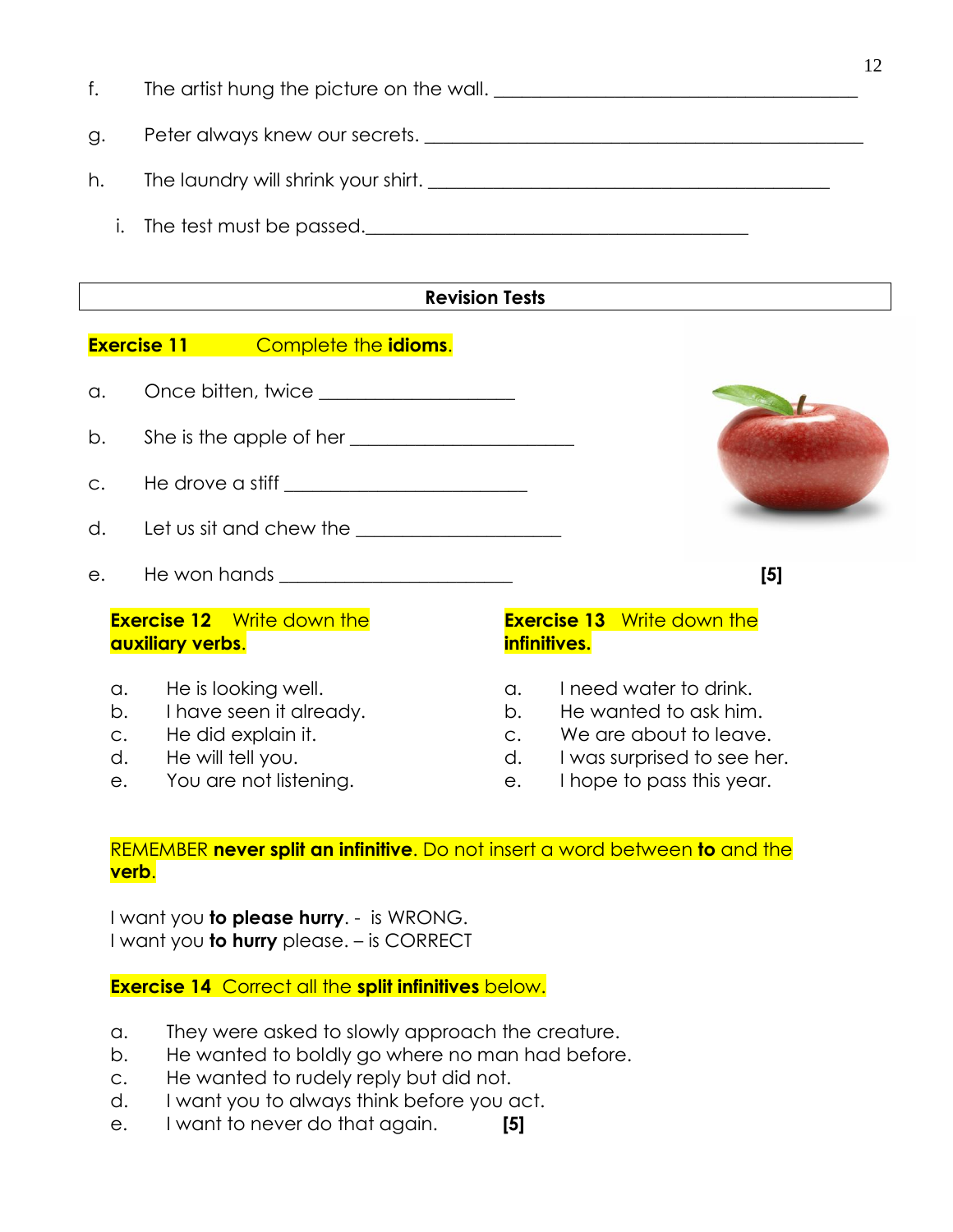f. The artist hung the picture on the wall. ______________________________________

g. Peter always knew our secrets. ______________________________________________

h. The laundry will shrink your shirt. ___________________________________________

i. The test must be passed.________________________________________

## Revision Tests

**Exercise 11** Complete the **idioms**.

a. Once bitten, twice ___________________

b. She is the apple of her ______________________

c. He drove a stiff ________________________

d. Let us sit and chew the ____________________

e. He won hands _______________________ **[5]**

**Exercise 12** Write down the **auxiliary verbs**.

a. He is looking well.
b. I have seen it already.
c. He did explain it.
d. He will tell you.
e. You are not listening.

**Exercise 13** Write down the **infinitives.**

a. I need water to drink.
b. He wanted to ask him.
c. We are about to leave.
d. I was surprised to see her.
e. I hope to pass this year.

REMEMBER **never split an infinitive**. Do not insert a word between **to** and the **verb**.

I want you **to please hurry**. - is WRONG.
I want you **to hurry** please. – is CORRECT

**Exercise 14** Correct all the **split infinitives** below.

a. They were asked to slowly approach the creature.
b. He wanted to boldly go where no man had before.
c. He wanted to rudely reply but did not.
d. I want you to always think before you act.
e. I want to never do that again. **[5]**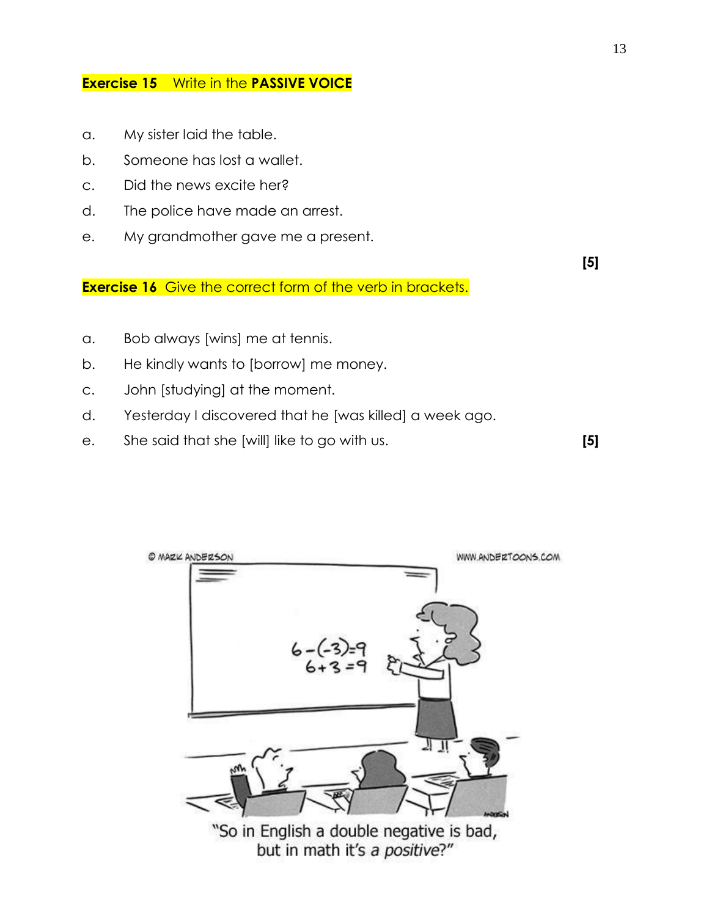**Exercise 15** Write in the **PASSIVE VOICE**

a. My sister laid the table.

b. Someone has lost a wallet.

c. Did the news excite her?

d. The police have made an arrest.

e. My grandmother gave me a present.

**[5]**

**Exercise 16** Give the correct form of the verb in brackets.

a. Bob always [wins] me at tennis.

b. He kindly wants to [borrow] me money.

c. John [studying] at the moment.

d. Yesterday I discovered that he [was killed] a week ago.

e. She said that she [will] like to go with us. **[5]**

"So in English a double negative is bad, but in math it's *a positive*?"